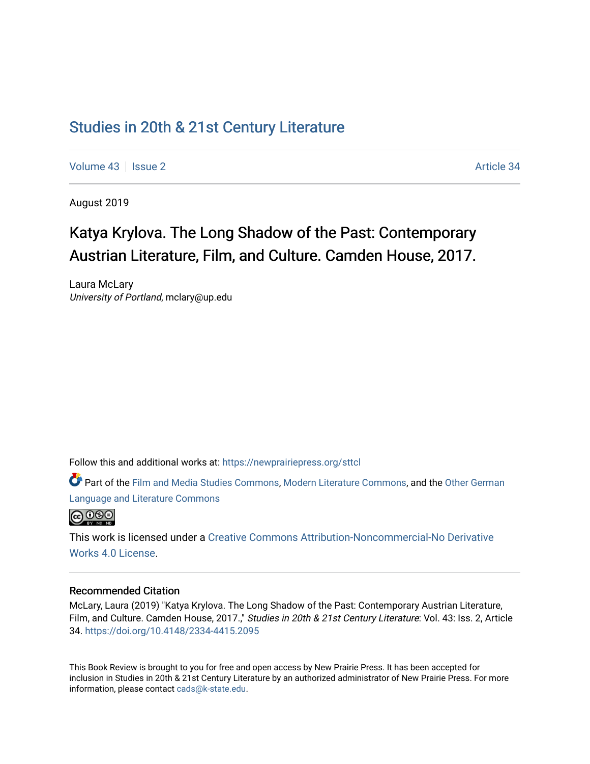# Studies in 20th & 21st Century Literature

Volume 43 | Issue 2 Article 34

August 2019

## Katya Krylova. The Long Shadow of the Past: Contemporary Austrian Literature, Film, and Culture. Camden House, 2017.

Laura McLary
*University of Portland*, mclary@up.edu

Follow this and additional works at: https://newprairiepress.org/sttcl

Part of the Film and Media Studies Commons, Modern Literature Commons, and the Other German Language and Literature Commons

This work is licensed under a Creative Commons Attribution-Noncommercial-No Derivative Works 4.0 License.

### Recommended Citation

McLary, Laura (2019) "Katya Krylova. The Long Shadow of the Past: Contemporary Austrian Literature, Film, and Culture. Camden House, 2017.," *Studies in 20th & 21st Century Literature*: Vol. 43: Iss. 2, Article 34. https://doi.org/10.4148/2334-4415.2095

This Book Review is brought to you for free and open access by New Prairie Press. It has been accepted for inclusion in Studies in 20th & 21st Century Literature by an authorized administrator of New Prairie Press. For more information, please contact cads@k-state.edu.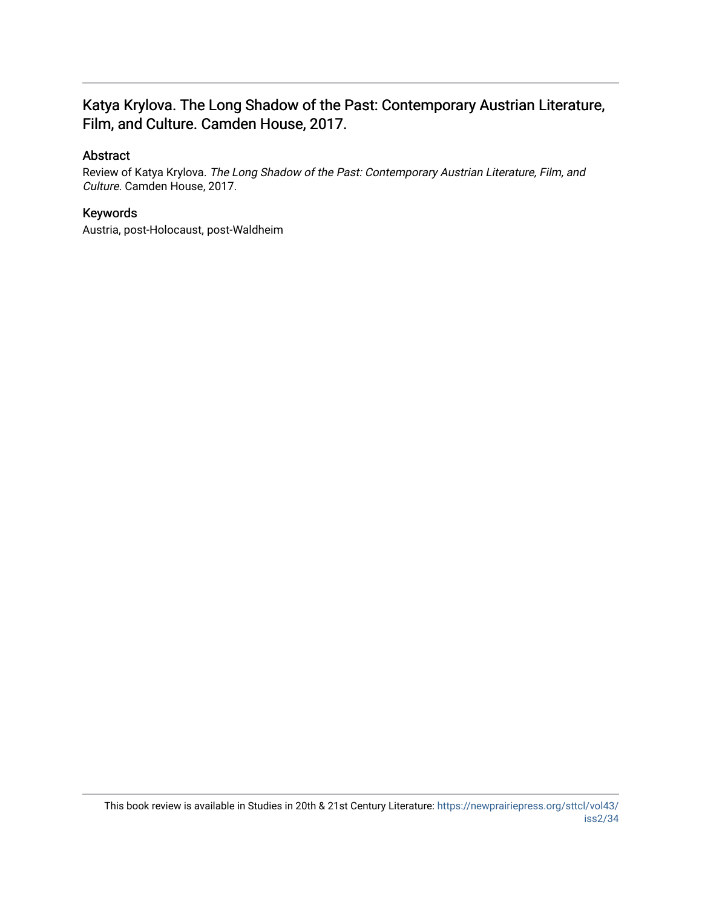# Katya Krylova. The Long Shadow of the Past: Contemporary Austrian Literature, Film, and Culture. Camden House, 2017.

## Abstract

Review of Katya Krylova. *The Long Shadow of the Past: Contemporary Austrian Literature, Film, and Culture*. Camden House, 2017.

## Keywords

Austria, post-Holocaust, post-Waldheim

This book review is available in Studies in 20th & 21st Century Literature: https://newprairiepress.org/sttcl/vol43/iss2/34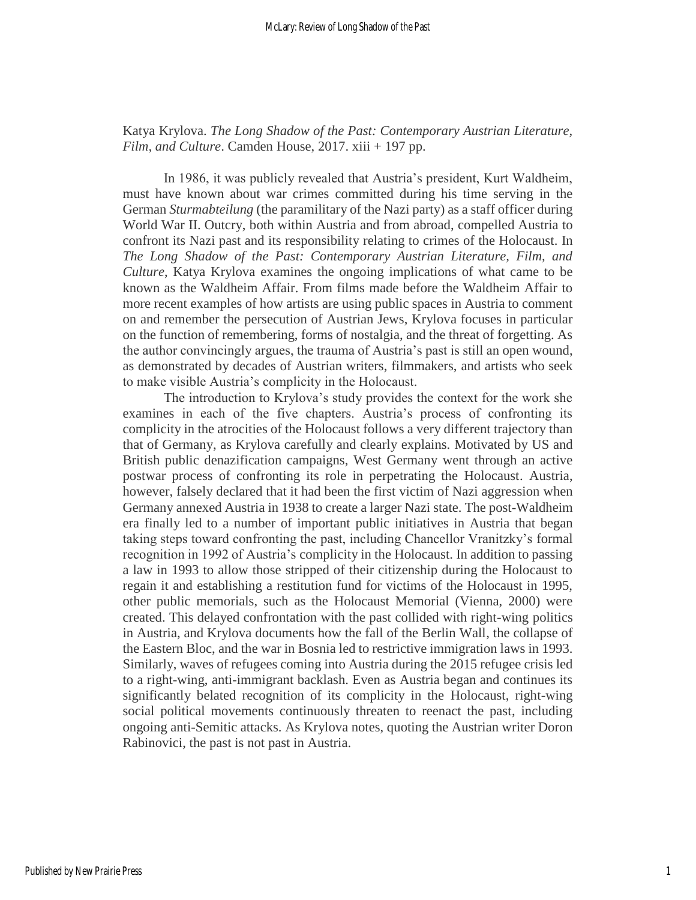Katya Krylova. *The Long Shadow of the Past: Contemporary Austrian Literature, Film, and Culture*. Camden House, 2017. xiii + 197 pp.

In 1986, it was publicly revealed that Austria's president, Kurt Waldheim, must have known about war crimes committed during his time serving in the German *Sturmabteilung* (the paramilitary of the Nazi party) as a staff officer during World War II. Outcry, both within Austria and from abroad, compelled Austria to confront its Nazi past and its responsibility relating to crimes of the Holocaust. In *The Long Shadow of the Past: Contemporary Austrian Literature, Film, and Culture*, Katya Krylova examines the ongoing implications of what came to be known as the Waldheim Affair. From films made before the Waldheim Affair to more recent examples of how artists are using public spaces in Austria to comment on and remember the persecution of Austrian Jews, Krylova focuses in particular on the function of remembering, forms of nostalgia, and the threat of forgetting. As the author convincingly argues, the trauma of Austria's past is still an open wound, as demonstrated by decades of Austrian writers, filmmakers, and artists who seek to make visible Austria's complicity in the Holocaust.

The introduction to Krylova's study provides the context for the work she examines in each of the five chapters. Austria's process of confronting its complicity in the atrocities of the Holocaust follows a very different trajectory than that of Germany, as Krylova carefully and clearly explains. Motivated by US and British public denazification campaigns, West Germany went through an active postwar process of confronting its role in perpetrating the Holocaust. Austria, however, falsely declared that it had been the first victim of Nazi aggression when Germany annexed Austria in 1938 to create a larger Nazi state. The post-Waldheim era finally led to a number of important public initiatives in Austria that began taking steps toward confronting the past, including Chancellor Vranitzky's formal recognition in 1992 of Austria's complicity in the Holocaust. In addition to passing a law in 1993 to allow those stripped of their citizenship during the Holocaust to regain it and establishing a restitution fund for victims of the Holocaust in 1995, other public memorials, such as the Holocaust Memorial (Vienna, 2000) were created. This delayed confrontation with the past collided with right-wing politics in Austria, and Krylova documents how the fall of the Berlin Wall, the collapse of the Eastern Bloc, and the war in Bosnia led to restrictive immigration laws in 1993. Similarly, waves of refugees coming into Austria during the 2015 refugee crisis led to a right-wing, anti-immigrant backlash. Even as Austria began and continues its significantly belated recognition of its complicity in the Holocaust, right-wing social political movements continuously threaten to reenact the past, including ongoing anti-Semitic attacks. As Krylova notes, quoting the Austrian writer Doron Rabinovici, the past is not past in Austria.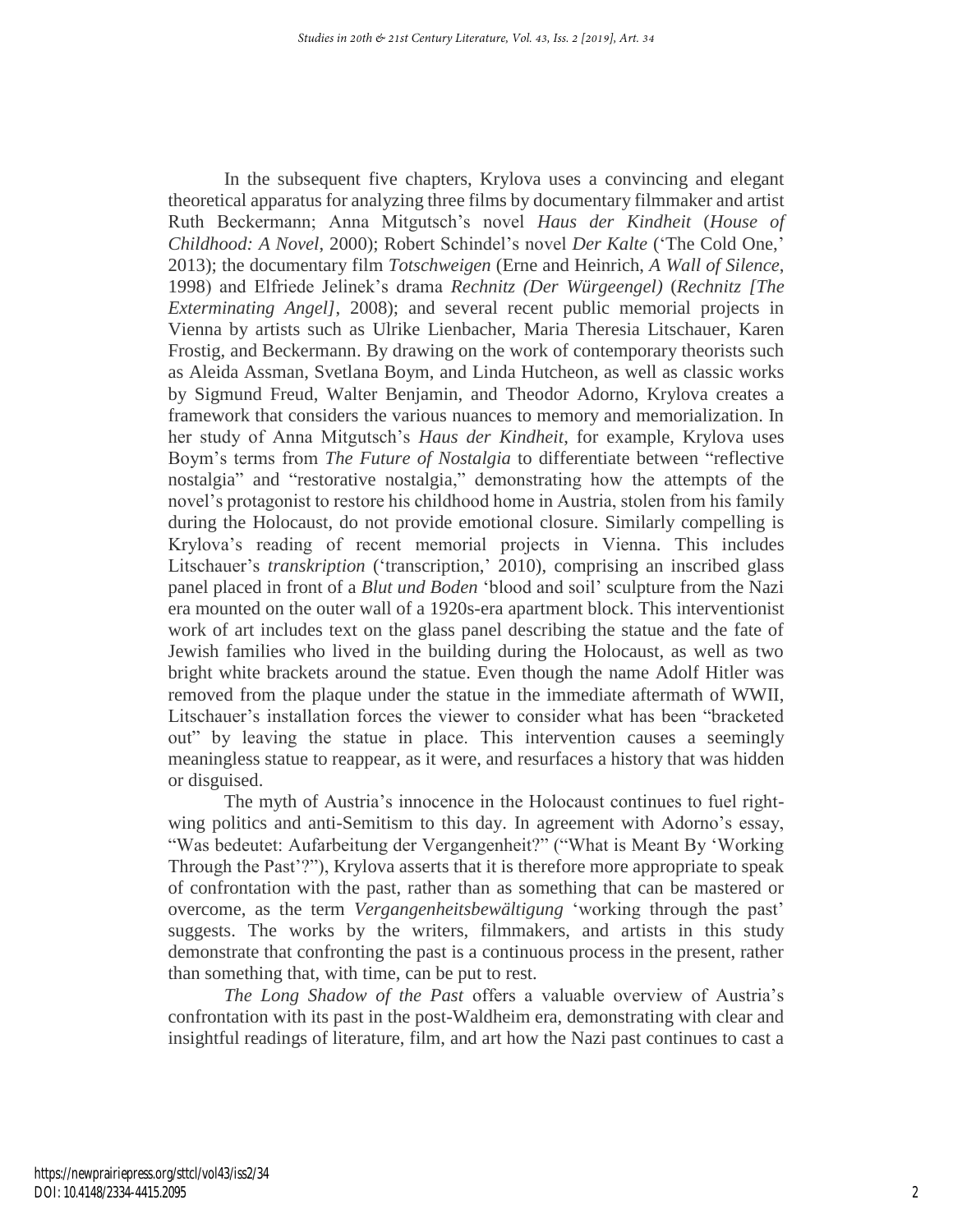In the subsequent five chapters, Krylova uses a convincing and elegant theoretical apparatus for analyzing three films by documentary filmmaker and artist Ruth Beckermann; Anna Mitgutsch's novel *Haus der Kindheit* (*House of Childhood: A Novel*, 2000); Robert Schindel's novel *Der Kalte* ('The Cold One,' 2013); the documentary film *Totschweigen* (Erne and Heinrich, *A Wall of Silence*, 1998) and Elfriede Jelinek's drama *Rechnitz (Der Würgeengel)* (*Rechnitz [The Exterminating Angel]*, 2008); and several recent public memorial projects in Vienna by artists such as Ulrike Lienbacher, Maria Theresia Litschauer, Karen Frostig, and Beckermann. By drawing on the work of contemporary theorists such as Aleida Assman, Svetlana Boym, and Linda Hutcheon, as well as classic works by Sigmund Freud, Walter Benjamin, and Theodor Adorno, Krylova creates a framework that considers the various nuances to memory and memorialization. In her study of Anna Mitgutsch's *Haus der Kindheit*, for example, Krylova uses Boym's terms from *The Future of Nostalgia* to differentiate between "reflective nostalgia" and "restorative nostalgia," demonstrating how the attempts of the novel's protagonist to restore his childhood home in Austria, stolen from his family during the Holocaust, do not provide emotional closure. Similarly compelling is Krylova's reading of recent memorial projects in Vienna. This includes Litschauer's *transkription* ('transcription,' 2010), comprising an inscribed glass panel placed in front of a *Blut und Boden* 'blood and soil' sculpture from the Nazi era mounted on the outer wall of a 1920s-era apartment block. This interventionist work of art includes text on the glass panel describing the statue and the fate of Jewish families who lived in the building during the Holocaust, as well as two bright white brackets around the statue. Even though the name Adolf Hitler was removed from the plaque under the statue in the immediate aftermath of WWII, Litschauer's installation forces the viewer to consider what has been "bracketed out" by leaving the statue in place. This intervention causes a seemingly meaningless statue to reappear, as it were, and resurfaces a history that was hidden or disguised.

The myth of Austria's innocence in the Holocaust continues to fuel right-wing politics and anti-Semitism to this day. In agreement with Adorno's essay, "Was bedeutet: Aufarbeitung der Vergangenheit?" ("What is Meant By 'Working Through the Past'?"), Krylova asserts that it is therefore more appropriate to speak of confrontation with the past, rather than as something that can be mastered or overcome, as the term *Vergangenheitsbewältigung* 'working through the past' suggests. The works by the writers, filmmakers, and artists in this study demonstrate that confronting the past is a continuous process in the present, rather than something that, with time, can be put to rest.

*The Long Shadow of the Past* offers a valuable overview of Austria's confrontation with its past in the post-Waldheim era, demonstrating with clear and insightful readings of literature, film, and art how the Nazi past continues to cast a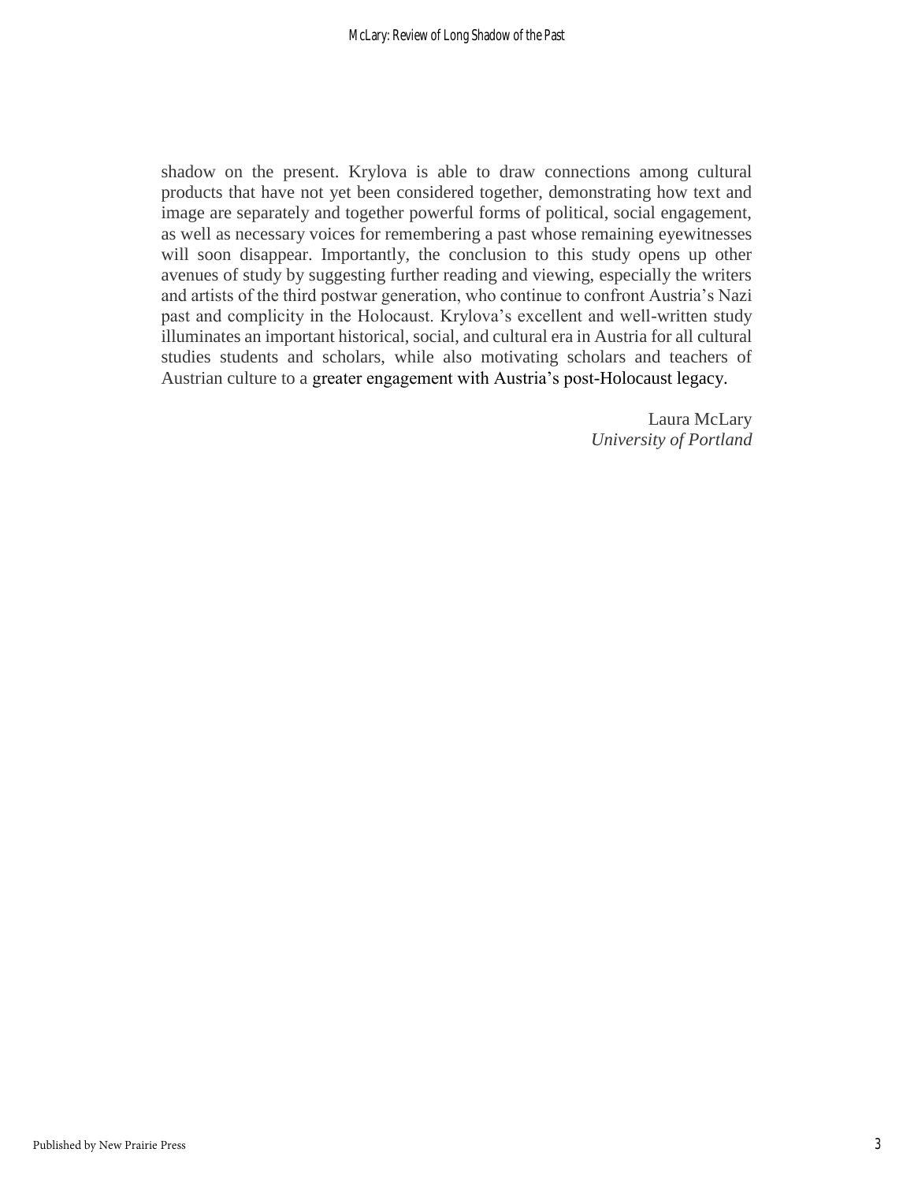shadow on the present. Krylova is able to draw connections among cultural products that have not yet been considered together, demonstrating how text and image are separately and together powerful forms of political, social engagement, as well as necessary voices for remembering a past whose remaining eyewitnesses will soon disappear. Importantly, the conclusion to this study opens up other avenues of study by suggesting further reading and viewing, especially the writers and artists of the third postwar generation, who continue to confront Austria's Nazi past and complicity in the Holocaust. Krylova's excellent and well-written study illuminates an important historical, social, and cultural era in Austria for all cultural studies students and scholars, while also motivating scholars and teachers of Austrian culture to a greater engagement with Austria's post-Holocaust legacy.

Laura McLary
*University of Portland*